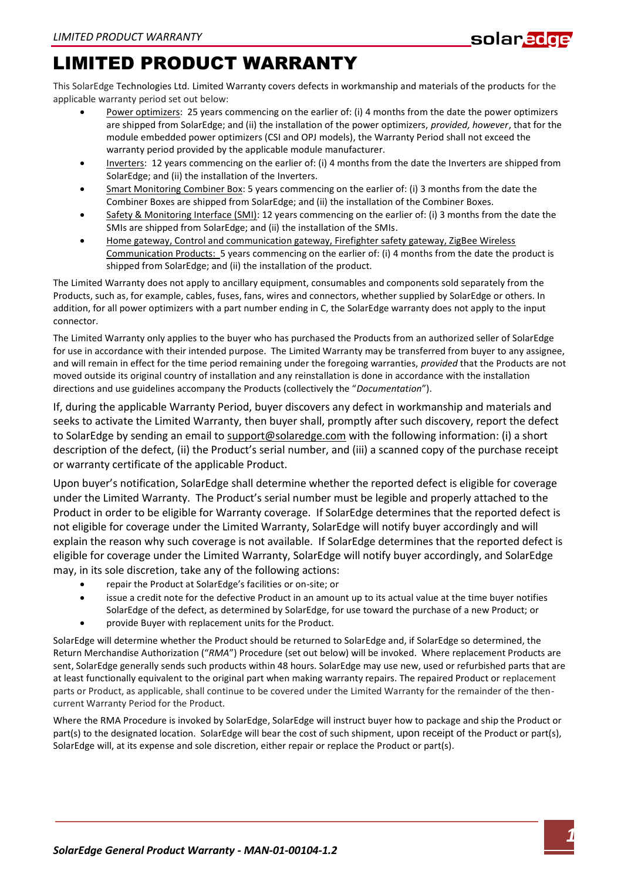# LIMITED PRODUCT WARRANTY

This SolarEdge Technologies Ltd. Limited Warranty covers defects in workmanship and materials of the products for the applicable warranty period set out below:

- Power optimizers: 25 years commencing on the earlier of: (i) 4 months from the date the power optimizers are shipped from SolarEdge; and (ii) the installation of the power optimizers, *provided, however*, that for the module embedded power optimizers (CSI and OPJ models), the Warranty Period shall not exceed the warranty period provided by the applicable module manufacturer.
- Inverters: 12 years commencing on the earlier of: (i) 4 months from the date the Inverters are shipped from SolarEdge; and (ii) the installation of the Inverters.
- Smart Monitoring Combiner Box: 5 years commencing on the earlier of: (i) 3 months from the date the Combiner Boxes are shipped from SolarEdge; and (ii) the installation of the Combiner Boxes.
- Safety & Monitoring Interface (SMI): 12 years commencing on the earlier of: (i) 3 months from the date the SMIs are shipped from SolarEdge; and (ii) the installation of the SMIs.
- Home gateway, Control and communication gateway, Firefighter safety gateway, ZigBee Wireless Communication Products: 5 years commencing on the earlier of: (i) 4 months from the date the product is shipped from SolarEdge; and (ii) the installation of the product.

The Limited Warranty does not apply to ancillary equipment, consumables and components sold separately from the Products, such as, for example, cables, fuses, fans, wires and connectors, whether supplied by SolarEdge or others. In addition, for all power optimizers with a part number ending in C, the SolarEdge warranty does not apply to the input connector.

The Limited Warranty only applies to the buyer who has purchased the Products from an authorized seller of SolarEdge for use in accordance with their intended purpose. The Limited Warranty may be transferred from buyer to any assignee, and will remain in effect for the time period remaining under the foregoing warranties, *provided* that the Products are not moved outside its original country of installation and any reinstallation is done in accordance with the installation directions and use guidelines accompany the Products (collectively the "*Documentation*").

If, during the applicable Warranty Period, buyer discovers any defect in workmanship and materials and seeks to activate the Limited Warranty, then buyer shall, promptly after such discovery, report the defect to SolarEdge by sending an email to support@solaredge.com with the following information: (i) a short description of the defect, (ii) the Product's serial number, and (iii) a scanned copy of the purchase receipt or warranty certificate of the applicable Product.

Upon buyer's notification, SolarEdge shall determine whether the reported defect is eligible for coverage under the Limited Warranty. The Product's serial number must be legible and properly attached to the Product in order to be eligible for Warranty coverage. If SolarEdge determines that the reported defect is not eligible for coverage under the Limited Warranty, SolarEdge will notify buyer accordingly and will explain the reason why such coverage is not available. If SolarEdge determines that the reported defect is eligible for coverage under the Limited Warranty, SolarEdge will notify buyer accordingly, and SolarEdge may, in its sole discretion, take any of the following actions:

- repair the Product at SolarEdge's facilities or on-site; or
- issue a credit note for the defective Product in an amount up to its actual value at the time buyer notifies SolarEdge of the defect, as determined by SolarEdge, for use toward the purchase of a new Product; or
- provide Buyer with replacement units for the Product.

SolarEdge will determine whether the Product should be returned to SolarEdge and, if SolarEdge so determined, the Return Merchandise Authorization ("*RMA*") Procedure (set out below) will be invoked. Where replacement Products are sent, SolarEdge generally sends such products within 48 hours. SolarEdge may use new, used or refurbished parts that are at least functionally equivalent to the original part when making warranty repairs. The repaired Product or replacement parts or Product, as applicable, shall continue to be covered under the Limited Warranty for the remainder of the then-current Warranty Period for the Product.

Where the RMA Procedure is invoked by SolarEdge, SolarEdge will instruct buyer how to package and ship the Product or part(s) to the designated location. SolarEdge will bear the cost of such shipment, upon receipt of the Product or part(s), SolarEdge will, at its expense and sole discretion, either repair or replace the Product or part(s).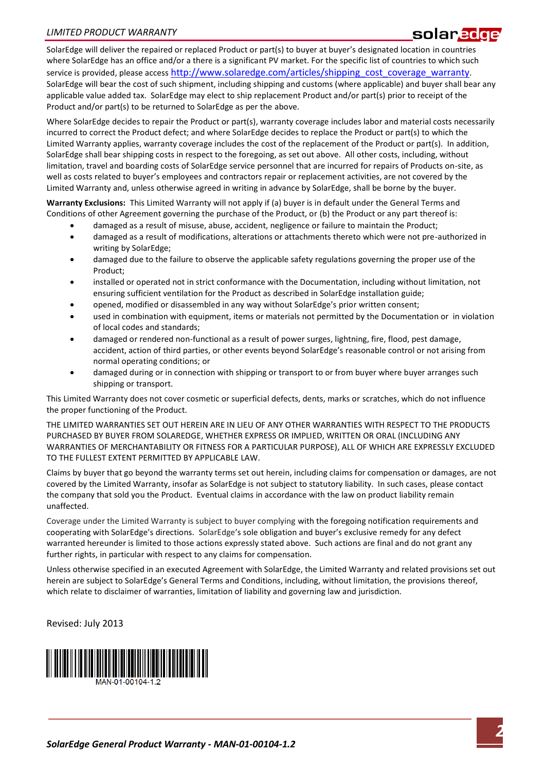SolarEdge will deliver the repaired or replaced Product or part(s) to buyer at buyer's designated location in countries where SolarEdge has an office and/or a there is a significant PV market. For the specific list of countries to which such service is provided, please access http://www.solaredge.com/articles/shipping_cost_coverage_warranty. SolarEdge will bear the cost of such shipment, including shipping and customs (where applicable) and buyer shall bear any applicable value added tax. SolarEdge may elect to ship replacement Product and/or part(s) prior to receipt of the Product and/or part(s) to be returned to SolarEdge as per the above.

Where SolarEdge decides to repair the Product or part(s), warranty coverage includes labor and material costs necessarily incurred to correct the Product defect; and where SolarEdge decides to replace the Product or part(s) to which the Limited Warranty applies, warranty coverage includes the cost of the replacement of the Product or part(s). In addition, SolarEdge shall bear shipping costs in respect to the foregoing, as set out above. All other costs, including, without limitation, travel and boarding costs of SolarEdge service personnel that are incurred for repairs of Products on-site, as well as costs related to buyer's employees and contractors repair or replacement activities, are not covered by the Limited Warranty and, unless otherwise agreed in writing in advance by SolarEdge, shall be borne by the buyer.

**Warranty Exclusions:** This Limited Warranty will not apply if (a) buyer is in default under the General Terms and Conditions of other Agreement governing the purchase of the Product, or (b) the Product or any part thereof is:

- damaged as a result of misuse, abuse, accident, negligence or failure to maintain the Product;
- damaged as a result of modifications, alterations or attachments thereto which were not pre-authorized in writing by SolarEdge;
- damaged due to the failure to observe the applicable safety regulations governing the proper use of the Product;
- installed or operated not in strict conformance with the Documentation, including without limitation, not ensuring sufficient ventilation for the Product as described in SolarEdge installation guide;
- opened, modified or disassembled in any way without SolarEdge's prior written consent;
- used in combination with equipment, items or materials not permitted by the Documentation or in violation of local codes and standards;
- damaged or rendered non-functional as a result of power surges, lightning, fire, flood, pest damage, accident, action of third parties, or other events beyond SolarEdge's reasonable control or not arising from normal operating conditions; or
- damaged during or in connection with shipping or transport to or from buyer where buyer arranges such shipping or transport.

This Limited Warranty does not cover cosmetic or superficial defects, dents, marks or scratches, which do not influence the proper functioning of the Product.

THE LIMITED WARRANTIES SET OUT HEREIN ARE IN LIEU OF ANY OTHER WARRANTIES WITH RESPECT TO THE PRODUCTS PURCHASED BY BUYER FROM SOLAREDGE, WHETHER EXPRESS OR IMPLIED, WRITTEN OR ORAL (INCLUDING ANY WARRANTIES OF MERCHANTABILITY OR FITNESS FOR A PARTICULAR PURPOSE), ALL OF WHICH ARE EXPRESSLY EXCLUDED TO THE FULLEST EXTENT PERMITTED BY APPLICABLE LAW.

Claims by buyer that go beyond the warranty terms set out herein, including claims for compensation or damages, are not covered by the Limited Warranty, insofar as SolarEdge is not subject to statutory liability. In such cases, please contact the company that sold you the Product. Eventual claims in accordance with the law on product liability remain unaffected.

Coverage under the Limited Warranty is subject to buyer complying with the foregoing notification requirements and cooperating with SolarEdge's directions. SolarEdge's sole obligation and buyer's exclusive remedy for any defect warranted hereunder is limited to those actions expressly stated above. Such actions are final and do not grant any further rights, in particular with respect to any claims for compensation.

Unless otherwise specified in an executed Agreement with SolarEdge, the Limited Warranty and related provisions set out herein are subject to SolarEdge's General Terms and Conditions, including, without limitation, the provisions thereof, which relate to disclaimer of warranties, limitation of liability and governing law and jurisdiction.

Revised: July 2013

MAN-01-00104-1.2